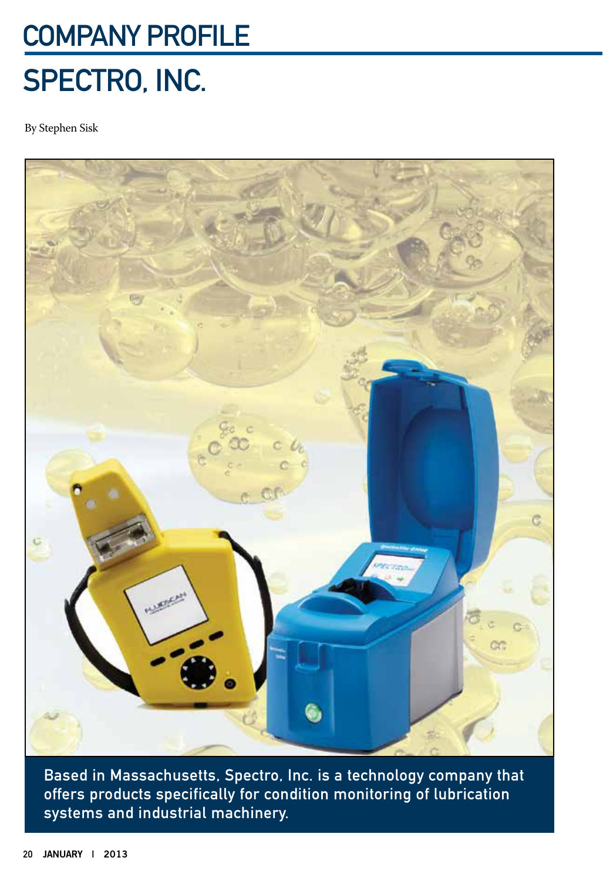# COMPANY PROFILE

# SPECTRO, INC.

By Stephen Sisk

Based in Massachusetts, Spectro, Inc. is a technology company that offers products specifically for condition monitoring of lubrication systems and industrial machinery.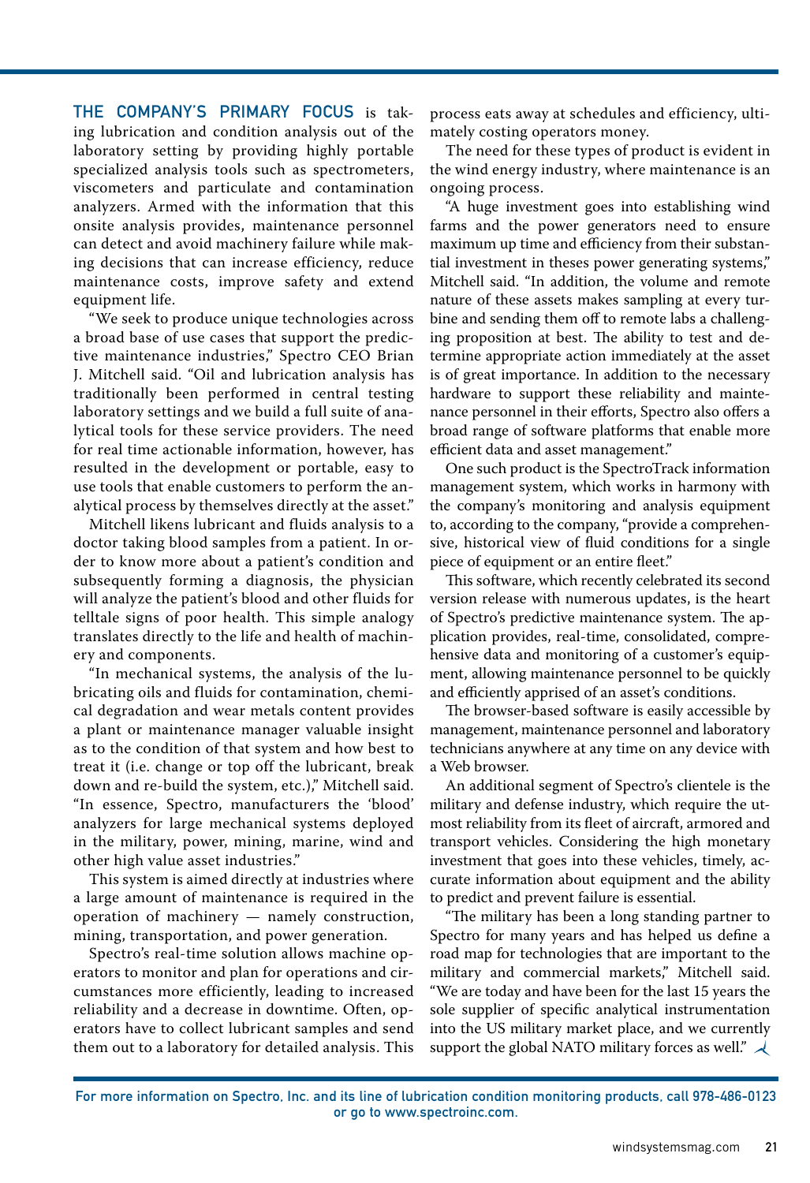**THE COMPANY'S PRIMARY FOCUS** is taking lubrication and condition analysis out of the laboratory setting by providing highly portable specialized analysis tools such as spectrometers, viscometers and particulate and contamination analyzers. Armed with the information that this onsite analysis provides, maintenance personnel can detect and avoid machinery failure while making decisions that can increase efficiency, reduce maintenance costs, improve safety and extend equipment life.

"We seek to produce unique technologies across a broad base of use cases that support the predictive maintenance industries," Spectro CEO Brian J. Mitchell said. "Oil and lubrication analysis has traditionally been performed in central testing laboratory settings and we build a full suite of analytical tools for these service providers. The need for real time actionable information, however, has resulted in the development or portable, easy to use tools that enable customers to perform the analytical process by themselves directly at the asset."

Mitchell likens lubricant and fluids analysis to a doctor taking blood samples from a patient. In order to know more about a patient's condition and subsequently forming a diagnosis, the physician will analyze the patient's blood and other fluids for telltale signs of poor health. This simple analogy translates directly to the life and health of machinery and components.

"In mechanical systems, the analysis of the lubricating oils and fluids for contamination, chemical degradation and wear metals content provides a plant or maintenance manager valuable insight as to the condition of that system and how best to treat it (i.e. change or top off the lubricant, break down and re-build the system, etc.)," Mitchell said. "In essence, Spectro, manufacturers the 'blood' analyzers for large mechanical systems deployed in the military, power, mining, marine, wind and other high value asset industries."

This system is aimed directly at industries where a large amount of maintenance is required in the operation of machinery — namely construction, mining, transportation, and power generation.

Spectro's real-time solution allows machine operators to monitor and plan for operations and circumstances more efficiently, leading to increased reliability and a decrease in downtime. Often, operators have to collect lubricant samples and send them out to a laboratory for detailed analysis. This process eats away at schedules and efficiency, ultimately costing operators money.

The need for these types of product is evident in the wind energy industry, where maintenance is an ongoing process.

"A huge investment goes into establishing wind farms and the power generators need to ensure maximum up time and efficiency from their substantial investment in theses power generating systems," Mitchell said. "In addition, the volume and remote nature of these assets makes sampling at every turbine and sending them off to remote labs a challenging proposition at best. The ability to test and determine appropriate action immediately at the asset is of great importance. In addition to the necessary hardware to support these reliability and maintenance personnel in their efforts, Spectro also offers a broad range of software platforms that enable more efficient data and asset management."

One such product is the SpectroTrack information management system, which works in harmony with the company's monitoring and analysis equipment to, according to the company, "provide a comprehensive, historical view of fluid conditions for a single piece of equipment or an entire fleet."

This software, which recently celebrated its second version release with numerous updates, is the heart of Spectro's predictive maintenance system. The application provides, real-time, consolidated, comprehensive data and monitoring of a customer's equipment, allowing maintenance personnel to be quickly and efficiently apprised of an asset's conditions.

The browser-based software is easily accessible by management, maintenance personnel and laboratory technicians anywhere at any time on any device with a Web browser.

An additional segment of Spectro's clientele is the military and defense industry, which require the utmost reliability from its fleet of aircraft, armored and transport vehicles. Considering the high monetary investment that goes into these vehicles, timely, accurate information about equipment and the ability to predict and prevent failure is essential.

"The military has been a long standing partner to Spectro for many years and has helped us define a road map for technologies that are important to the military and commercial markets," Mitchell said. "We are today and have been for the last 15 years the sole supplier of specific analytical instrumentation into the US military market place, and we currently support the global NATO military forces as well."

For more information on Spectro, Inc. and its line of lubrication condition monitoring products, call 978-486-0123 or go to www.spectroinc.com.